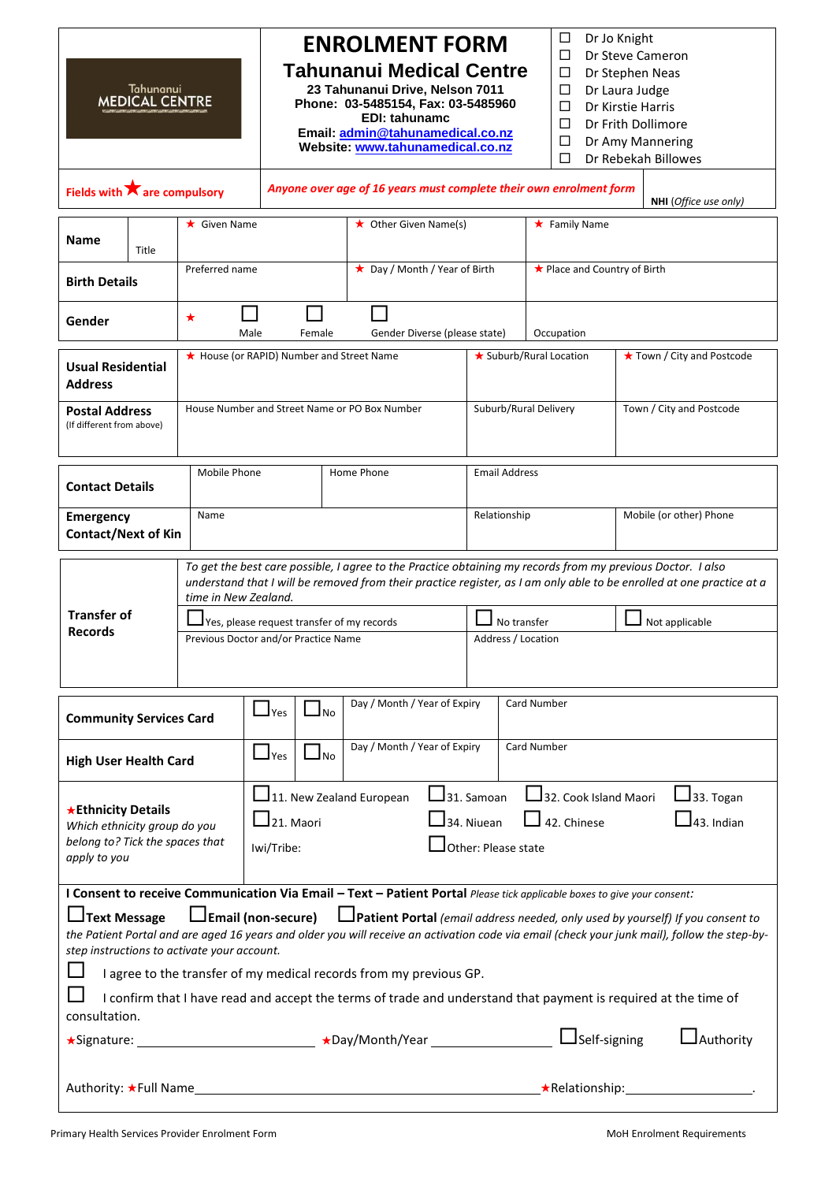Tahunanui MEDICAL CENTRE

# ENROLMENT FORM

## Tahunanui Medical Centre

**23 Tahunanui Drive, Nelson 7011**
**Phone: 03-5485154, Fax: 03-5485960**
**EDI: tahunamc**
**Email: admin@tahunamedical.co.nz**
**Website: www.tahunamedical.co.nz**

- ☐ Dr Jo Knight
- ☐ Dr Steve Cameron
- ☐ Dr Stephen Neas
- ☐ Dr Laura Judge
- ☐ Dr Kirstie Harris
- ☐ Dr Frith Dollimore
- ☐ Dr Amy Mannering
- ☐ Dr Rebekah Billowes

**Fields with ★ are compulsory**

***Anyone over age of 16 years must complete their own enrolment form***

**NHI** *(Office use only)*

| | | | |
|---|---|---|---|
| **Name** (Title) | ★ Given Name | ★ Other Given Name(s) | ★ Family Name |
| **Birth Details** | Preferred name | ★ Day / Month / Year of Birth | ★ Place and Country of Birth |
| **Gender** | ★ ☐ Male ☐ Female | ☐ Gender Diverse (please state) | Occupation |

| | | | |
|---|---|---|---|
| **Usual Residential Address** | ★ House (or RAPID) Number and Street Name | ★ Suburb/Rural Location | ★ Town / City and Postcode |
| **Postal Address** (If different from above) | House Number and Street Name or PO Box Number | Suburb/Rural Delivery | Town / City and Postcode |

| | | | |
|---|---|---|---|
| **Contact Details** | Mobile Phone | Home Phone | Email Address |
| **Emergency Contact/Next of Kin** | Name | Relationship | Mobile (or other) Phone |

**Transfer of Records**

*To get the best care possible, I agree to the Practice obtaining my records from my previous Doctor. I also understand that I will be removed from their practice register, as I am only able to be enrolled at one practice at a time in New Zealand.*

☐ Yes, please request transfer of my records ☐ No transfer ☐ Not applicable

| Previous Doctor and/or Practice Name | Address / Location |
|---|---|
| | |

| | | | | |
|---|---|---|---|---|
| **Community Services Card** | ☐ Yes | ☐ No | Day / Month / Year of Expiry | Card Number |
| **High User Health Card** | ☐ Yes | ☐ No | Day / Month / Year of Expiry | Card Number |

**★Ethnicity Details**
*Which ethnicity group do you belong to? Tick the spaces that apply to you*

☐ 11. New Zealand European ☐ 31. Samoan ☐ 32. Cook Island Maori ☐ 33. Togan
☐ 21. Maori ☐ 34. Niuean ☐ 42. Chinese ☐ 43. Indian
Iwi/Tribe: ☐ Other: Please state

**I Consent to receive Communication Via Email – Text – Patient Portal** *Please tick applicable boxes to give your consent:*

☐ **Text Message** ☐ **Email (non-secure)** ☐ **Patient Portal** *(email address needed, only used by yourself) If you consent to the Patient Portal and are aged 16 years and older you will receive an activation code via email (check your junk mail), follow the step-by-step instructions to activate your account.*

☐ I agree to the transfer of my medical records from my previous GP.

☐ I confirm that I have read and accept the terms of trade and understand that payment is required at the time of consultation.

★Signature: ______________________ ★Day/Month/Year ________________ ☐ Self-signing ☐ Authority

Authority: ★Full Name__________________________________________ ★Relationship:__________________.

Primary Health Services Provider Enrolment Form MoH Enrolment Requirements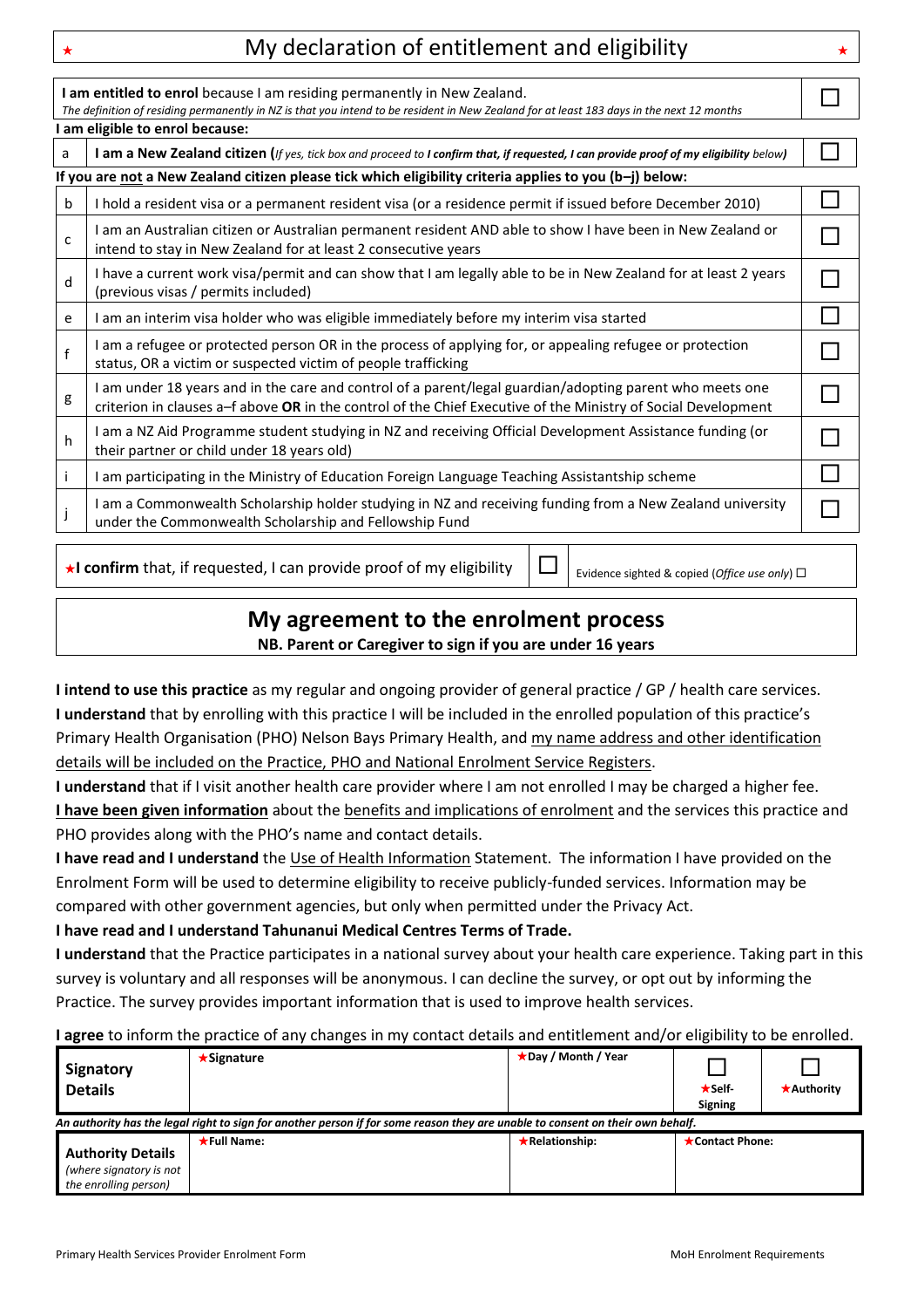## ★ My declaration of entitlement and eligibility ★

| | |
|---|---|
| **I am entitled to enrol** because I am residing permanently in New Zealand. *The definition of residing permanently in NZ is that you intend to be resident in New Zealand for at least 183 days in the next 12 months* | ☐ |

**I am eligible to enrol because:**

| | | |
|---|---|---|
| a | **I am a New Zealand citizen** (*If yes, tick box and proceed to* ***I confirm that, if requested, I can provide proof of my eligibility*** *below*) | ☐ |

**If you are not a New Zealand citizen please tick which eligibility criteria applies to you (b–j) below:**

| | | |
|---|---|---|
| b | I hold a resident visa or a permanent resident visa (or a residence permit if issued before December 2010) | ☐ |
| c | I am an Australian citizen or Australian permanent resident AND able to show I have been in New Zealand or intend to stay in New Zealand for at least 2 consecutive years | ☐ |
| d | I have a current work visa/permit and can show that I am legally able to be in New Zealand for at least 2 years (previous visas / permits included) | ☐ |
| e | I am an interim visa holder who was eligible immediately before my interim visa started | ☐ |
| f | I am a refugee or protected person OR in the process of applying for, or appealing refugee or protection status, OR a victim or suspected victim of people trafficking | ☐ |
| g | I am under 18 years and in the care and control of a parent/legal guardian/adopting parent who meets one criterion in clauses a–f above **OR** in the control of the Chief Executive of the Ministry of Social Development | ☐ |
| h | I am a NZ Aid Programme student studying in NZ and receiving Official Development Assistance funding (or their partner or child under 18 years old) | ☐ |
| i | I am participating in the Ministry of Education Foreign Language Teaching Assistantship scheme | ☐ |
| j | I am a Commonwealth Scholarship holder studying in NZ and receiving funding from a New Zealand university under the Commonwealth Scholarship and Fellowship Fund | ☐ |

| | | |
|---|---|---|
| ★**I confirm** that, if requested, I can provide proof of my eligibility | ☐ | Evidence sighted & copied (*Office use only*) ☐ |

## My agreement to the enrolment process

**NB. Parent or Caregiver to sign if you are under 16 years**

**I intend to use this practice** as my regular and ongoing provider of general practice / GP / health care services.

**I understand** that by enrolling with this practice I will be included in the enrolled population of this practice's Primary Health Organisation (PHO) Nelson Bays Primary Health, and my name address and other identification details will be included on the Practice, PHO and National Enrolment Service Registers.

**I understand** that if I visit another health care provider where I am not enrolled I may be charged a higher fee.

**I have been given information** about the benefits and implications of enrolment and the services this practice and PHO provides along with the PHO's name and contact details.

**I have read and I understand** the Use of Health Information Statement. The information I have provided on the Enrolment Form will be used to determine eligibility to receive publicly-funded services. Information may be compared with other government agencies, but only when permitted under the Privacy Act.

**I have read and I understand Tahunanui Medical Centres Terms of Trade.**

**I understand** that the Practice participates in a national survey about your health care experience. Taking part in this survey is voluntary and all responses will be anonymous. I can decline the survey, or opt out by informing the Practice. The survey provides important information that is used to improve health services.

**I agree** to inform the practice of any changes in my contact details and entitlement and/or eligibility to be enrolled.

| | | | | |
|---|---|---|---|---|
| **Signatory Details** | ★**Signature** | ★**Day / Month / Year** | ☐ ★**Self-Signing** | ☐ ★**Authority** |

*An authority has the legal right to sign for another person if for some reason they are unable to consent on their own behalf.*

| | | | |
|---|---|---|---|
| **Authority Details** (*where signatory is not the enrolling person*) | ★**Full Name:** | ★**Relationship:** | ★**Contact Phone:** |

Primary Health Services Provider Enrolment Form — MoH Enrolment Requirements